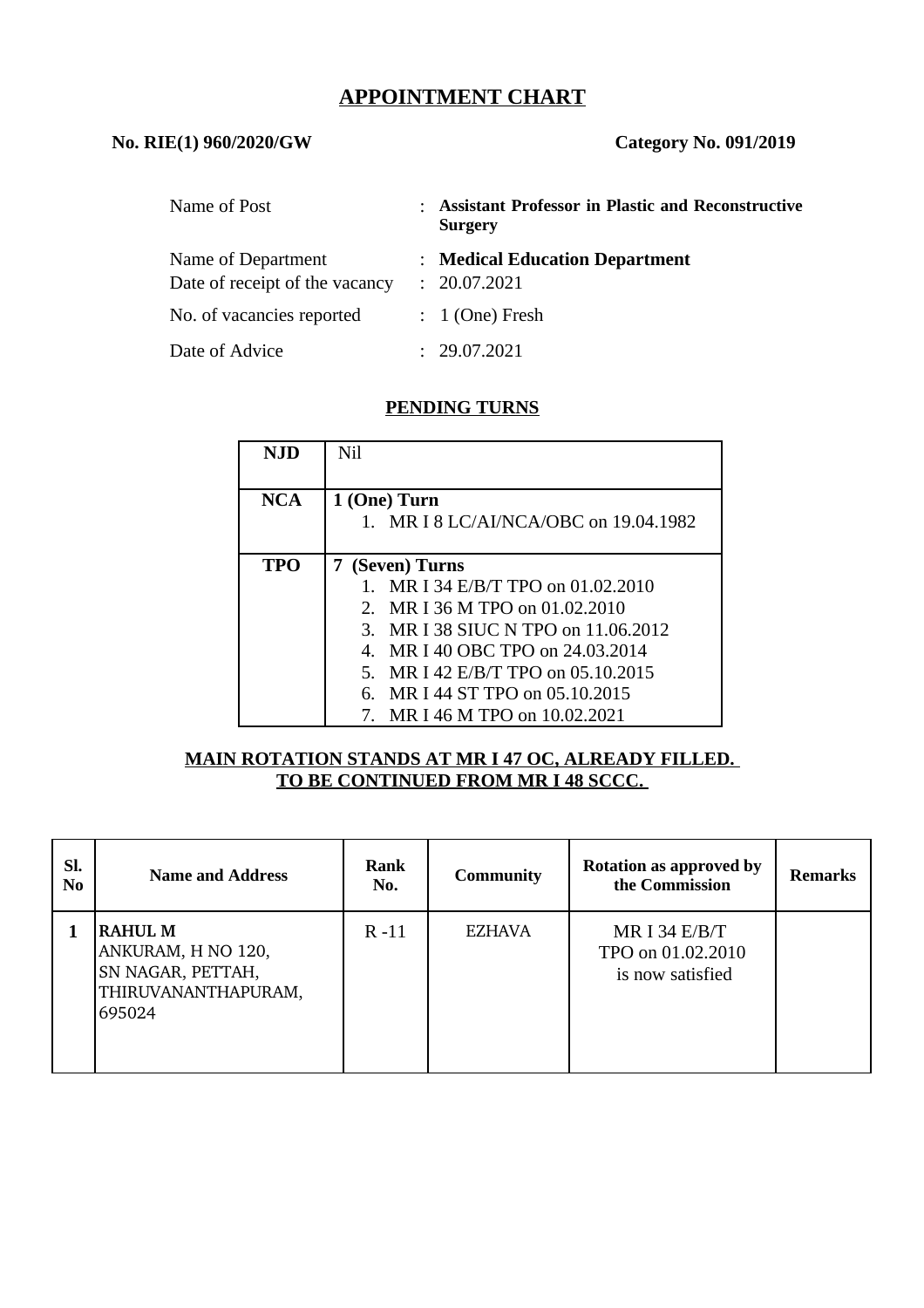# APPOINTMENT CHART

**No. RIE(1) 960/2020/GW** **Category No. 091/2019**

| | | |
|---|---|---|
| Name of Post | : | **Assistant Professor in Plastic and Reconstructive Surgery** |
| Name of Department | : | **Medical Education Department** |
| Date of receipt of the vacancy | : | 20.07.2021 |
| No. of vacancies reported | : | 1 (One) Fresh |
| Date of Advice | : | 29.07.2021 |

## PENDING TURNS

| | |
|---|---|
| **NJD** | Nil |
| **NCA** | **1 (One) Turn**<br>1. MR I 8 LC/AI/NCA/OBC on 19.04.1982 |
| **TPO** | **7 (Seven) Turns**<br>1. MR I 34 E/B/T TPO on 01.02.2010<br>2. MR I 36 M TPO on 01.02.2010<br>3. MR I 38 SIUC N TPO on 11.06.2012<br>4. MR I 40 OBC TPO on 24.03.2014<br>5. MR I 42 E/B/T TPO on 05.10.2015<br>6. MR I 44 ST TPO on 05.10.2015<br>7. MR I 46 M TPO on 10.02.2021 |

**MAIN ROTATION STANDS AT MR I 47 OC, ALREADY FILLED.**
**TO BE CONTINUED FROM MR I 48 SCCC.**

| Sl. No | Name and Address | Rank No. | Community | Rotation as approved by the Commission | Remarks |
|---|---|---|---|---|---|
| **1** | **RAHUL M**<br>ANKURAM, H NO 120,<br>SN NAGAR, PETTAH,<br>THIRUVANANTHAPURAM,<br>695024 | R -11 | EZHAVA | MR I 34 E/B/T TPO on 01.02.2010 is now satisfied | |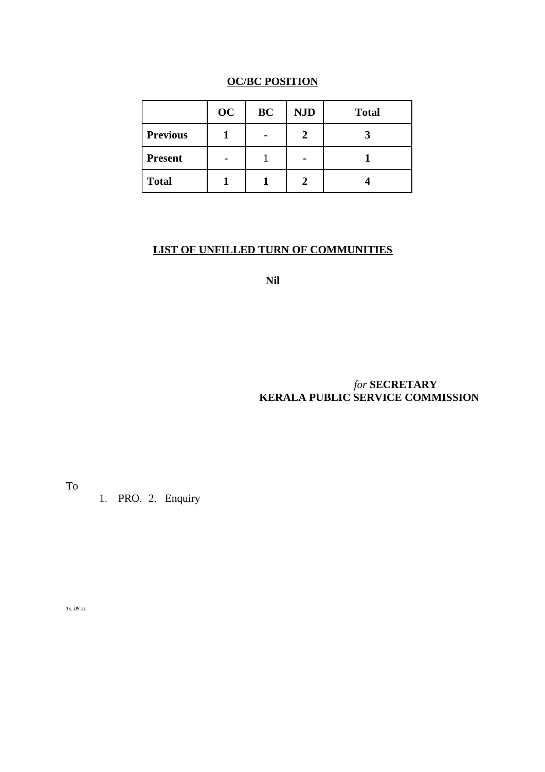**OC/BC POSITION**

| | OC | BC | NJD | Total |
|---|---|---|---|---|
| **Previous** | **1** | **-** | **2** | **3** |
| **Present** | - | 1 | **-** | **1** |
| **Total** | **1** | **1** | **2** | **4** |

**LIST OF UNFILLED TURN OF COMMUNITIES**

**Nil**

*for* **SECRETARY**
**KERALA PUBLIC SERVICE COMMISSION**

To

1. PRO. 2. Enquiry

*Ts..08.21*